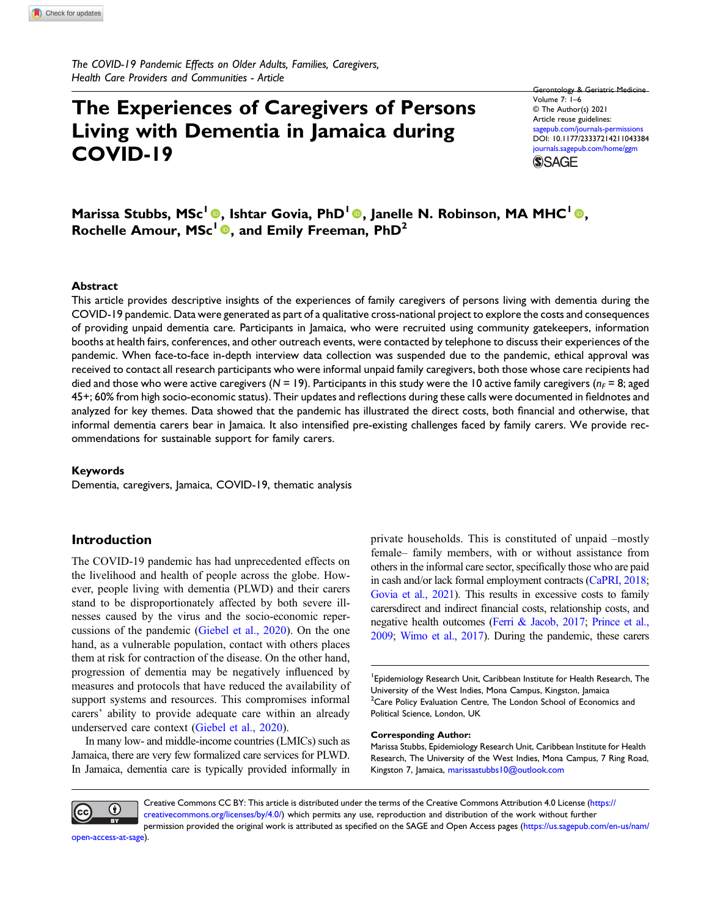*The COVID-19 Pandemic Effects on Older Adults, Families, Caregivers, Health Care Providers and Communities - Article*

# The Experiences of Caregivers of Persons Living with Dementia in Jamaica during COVID-19

Gerontology & Geriatric Medicine
Volume 7: 1–6
© The Author(s) 2021
Article reuse guidelines:
sagepub.com/journals-permissions
DOI: 10.1177/23337214211043384
journals.sagepub.com/home/ggm

**Marissa Stubbs, MSc[1], Ishtar Govia, PhD[1], Janelle N. Robinson, MA MHC[1], Rochelle Amour, MSc[1], and Emily Freeman, PhD[2]**

## Abstract

This article provides descriptive insights of the experiences of family caregivers of persons living with dementia during the COVID-19 pandemic. Data were generated as part of a qualitative cross-national project to explore the costs and consequences of providing unpaid dementia care. Participants in Jamaica, who were recruited using community gatekeepers, information booths at health fairs, conferences, and other outreach events, were contacted by telephone to discuss their experiences of the pandemic. When face-to-face in-depth interview data collection was suspended due to the pandemic, ethical approval was received to contact all research participants who were informal unpaid family caregivers, both those whose care recipients had died and those who were active caregivers ($N$ = 19). Participants in this study were the 10 active family caregivers ($n_F$ = 8; aged 45+; 60% from high socio-economic status). Their updates and reflections during these calls were documented in fieldnotes and analyzed for key themes. Data showed that the pandemic has illustrated the direct costs, both financial and otherwise, that informal dementia carers bear in Jamaica. It also intensified pre-existing challenges faced by family carers. We provide recommendations for sustainable support for family carers.

## Keywords

Dementia, caregivers, Jamaica, COVID-19, thematic analysis

## Introduction

The COVID-19 pandemic has had unprecedented effects on the livelihood and health of people across the globe. However, people living with dementia (PLWD) and their carers stand to be disproportionately affected by both severe illnesses caused by the virus and the socio-economic repercussions of the pandemic (Giebel et al., 2020). On the one hand, as a vulnerable population, contact with others places them at risk for contraction of the disease. On the other hand, progression of dementia may be negatively influenced by measures and protocols that have reduced the availability of support systems and resources. This compromises informal carers' ability to provide adequate care within an already underserved care context (Giebel et al., 2020).

In many low- and middle-income countries (LMICs) such as Jamaica, there are very few formalized care services for PLWD. In Jamaica, dementia care is typically provided informally in private households. This is constituted of unpaid –mostly female– family members, with or without assistance from others in the informal care sector, specifically those who are paid in cash and/or lack formal employment contracts (CaPRI, 2018; Govia et al., 2021). This results in excessive costs to family carersdirect and indirect financial costs, relationship costs, and negative health outcomes (Ferri & Jacob, 2017; Prince et al., 2009; Wimo et al., 2017). During the pandemic, these carers

[1]Epidemiology Research Unit, Caribbean Institute for Health Research, The University of the West Indies, Mona Campus, Kingston, Jamaica
[2]Care Policy Evaluation Centre, The London School of Economics and Political Science, London, UK

**Corresponding Author:**
Marissa Stubbs, Epidemiology Research Unit, Caribbean Institute for Health Research, The University of the West Indies, Mona Campus, 7 Ring Road, Kingston 7, Jamaica, marissastubbs10@outlook.com

Creative Commons CC BY: This article is distributed under the terms of the Creative Commons Attribution 4.0 License (https://creativecommons.org/licenses/by/4.0/) which permits any use, reproduction and distribution of the work without further permission provided the original work is attributed as specified on the SAGE and Open Access pages (https://us.sagepub.com/en-us/nam/open-access-at-sage).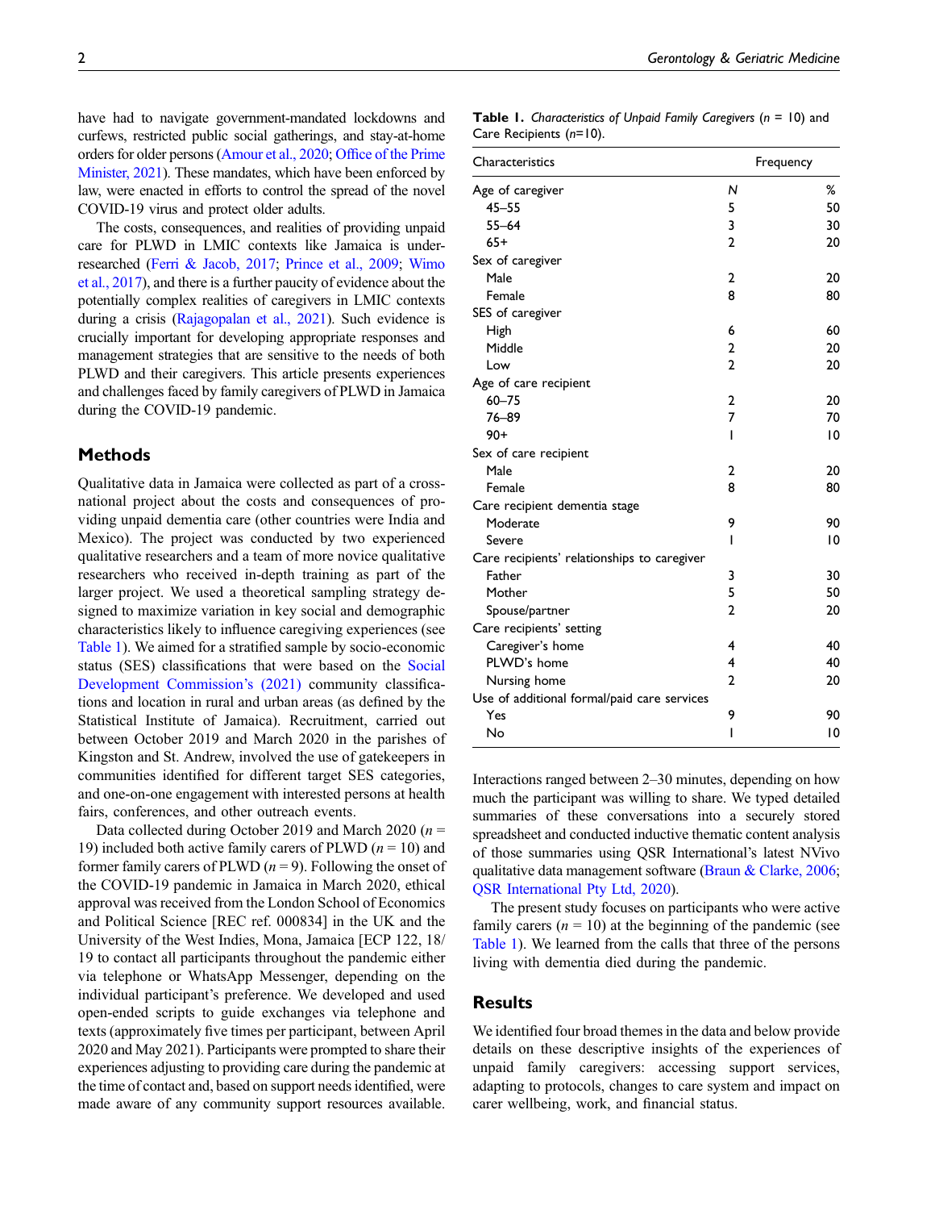have had to navigate government-mandated lockdowns and curfews, restricted public social gatherings, and stay-at-home orders for older persons (Amour et al., 2020; Office of the Prime Minister, 2021). These mandates, which have been enforced by law, were enacted in efforts to control the spread of the novel COVID-19 virus and protect older adults.

The costs, consequences, and realities of providing unpaid care for PLWD in LMIC contexts like Jamaica is under-researched (Ferri & Jacob, 2017; Prince et al., 2009; Wimo et al., 2017), and there is a further paucity of evidence about the potentially complex realities of caregivers in LMIC contexts during a crisis (Rajagopalan et al., 2021). Such evidence is crucially important for developing appropriate responses and management strategies that are sensitive to the needs of both PLWD and their caregivers. This article presents experiences and challenges faced by family caregivers of PLWD in Jamaica during the COVID-19 pandemic.

## Methods

Qualitative data in Jamaica were collected as part of a cross-national project about the costs and consequences of providing unpaid dementia care (other countries were India and Mexico). The project was conducted by two experienced qualitative researchers and a team of more novice qualitative researchers who received in-depth training as part of the larger project. We used a theoretical sampling strategy designed to maximize variation in key social and demographic characteristics likely to influence caregiving experiences (see Table 1). We aimed for a stratified sample by socio-economic status (SES) classifications that were based on the Social Development Commission's (2021) community classifications and location in rural and urban areas (as defined by the Statistical Institute of Jamaica). Recruitment, carried out between October 2019 and March 2020 in the parishes of Kingston and St. Andrew, involved the use of gatekeepers in communities identified for different target SES categories, and one-on-one engagement with interested persons at health fairs, conferences, and other outreach events.

Data collected during October 2019 and March 2020 ($n$ = 19) included both active family carers of PLWD ($n$ = 10) and former family carers of PLWD ($n$ = 9). Following the onset of the COVID-19 pandemic in Jamaica in March 2020, ethical approval was received from the London School of Economics and Political Science [REC ref. 000834] in the UK and the University of the West Indies, Mona, Jamaica [ECP 122, 18/19 to contact all participants throughout the pandemic either via telephone or WhatsApp Messenger, depending on the individual participant's preference. We developed and used open-ended scripts to guide exchanges via telephone and texts (approximately five times per participant, between April 2020 and May 2021). Participants were prompted to share their experiences adjusting to providing care during the pandemic at the time of contact and, based on support needs identified, were made aware of any community support resources available.

**Table 1.** *Characteristics of Unpaid Family Caregivers (n = 10) and Care Recipients (n=10).*

| Characteristics | Frequency | |
|---|---|---|
| Age of caregiver | N | % |
| 45–55 | 5 | 50 |
| 55–64 | 3 | 30 |
| 65+ | 2 | 20 |
| Sex of caregiver | | |
| Male | 2 | 20 |
| Female | 8 | 80 |
| SES of caregiver | | |
| High | 6 | 60 |
| Middle | 2 | 20 |
| Low | 2 | 20 |
| Age of care recipient | | |
| 60–75 | 2 | 20 |
| 76–89 | 7 | 70 |
| 90+ | 1 | 10 |
| Sex of care recipient | | |
| Male | 2 | 20 |
| Female | 8 | 80 |
| Care recipient dementia stage | | |
| Moderate | 9 | 90 |
| Severe | 1 | 10 |
| Care recipients' relationships to caregiver | | |
| Father | 3 | 30 |
| Mother | 5 | 50 |
| Spouse/partner | 2 | 20 |
| Care recipients' setting | | |
| Caregiver's home | 4 | 40 |
| PLWD's home | 4 | 40 |
| Nursing home | 2 | 20 |
| Use of additional formal/paid care services | | |
| Yes | 9 | 90 |
| No | 1 | 10 |

Interactions ranged between 2–30 minutes, depending on how much the participant was willing to share. We typed detailed summaries of these conversations into a securely stored spreadsheet and conducted inductive thematic content analysis of those summaries using QSR International's latest NVivo qualitative data management software (Braun & Clarke, 2006; QSR International Pty Ltd, 2020).

The present study focuses on participants who were active family carers ($n$ = 10) at the beginning of the pandemic (see Table 1). We learned from the calls that three of the persons living with dementia died during the pandemic.

## Results

We identified four broad themes in the data and below provide details on these descriptive insights of the experiences of unpaid family caregivers: accessing support services, adapting to protocols, changes to care system and impact on carer wellbeing, work, and financial status.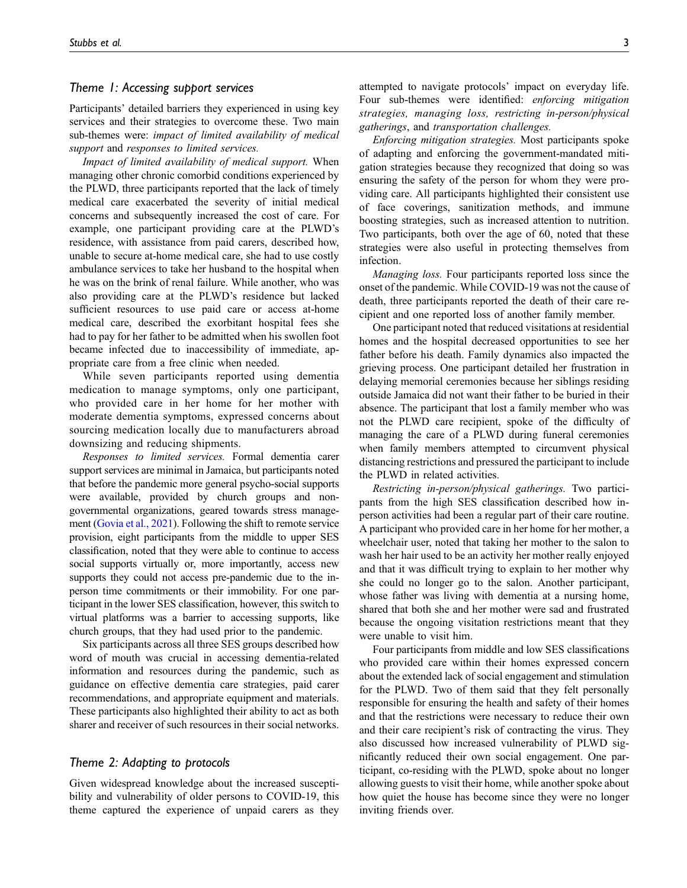### *Theme 1: Accessing support services*

Participants' detailed barriers they experienced in using key services and their strategies to overcome these. Two main sub-themes were: *impact of limited availability of medical support* and *responses to limited services.*

*Impact of limited availability of medical support.* When managing other chronic comorbid conditions experienced by the PLWD, three participants reported that the lack of timely medical care exacerbated the severity of initial medical concerns and subsequently increased the cost of care. For example, one participant providing care at the PLWD's residence, with assistance from paid carers, described how, unable to secure at-home medical care, she had to use costly ambulance services to take her husband to the hospital when he was on the brink of renal failure. While another, who was also providing care at the PLWD's residence but lacked sufficient resources to use paid care or access at-home medical care, described the exorbitant hospital fees she had to pay for her father to be admitted when his swollen foot became infected due to inaccessibility of immediate, appropriate care from a free clinic when needed.

While seven participants reported using dementia medication to manage symptoms, only one participant, who provided care in her home for her mother with moderate dementia symptoms, expressed concerns about sourcing medication locally due to manufacturers abroad downsizing and reducing shipments.

*Responses to limited services.* Formal dementia carer support services are minimal in Jamaica, but participants noted that before the pandemic more general psycho-social supports were available, provided by church groups and non-governmental organizations, geared towards stress management (Govia et al., 2021). Following the shift to remote service provision, eight participants from the middle to upper SES classification, noted that they were able to continue to access social supports virtually or, more importantly, access new supports they could not access pre-pandemic due to the in-person time commitments or their immobility. For one participant in the lower SES classification, however, this switch to virtual platforms was a barrier to accessing supports, like church groups, that they had used prior to the pandemic.

Six participants across all three SES groups described how word of mouth was crucial in accessing dementia-related information and resources during the pandemic, such as guidance on effective dementia care strategies, paid carer recommendations, and appropriate equipment and materials. These participants also highlighted their ability to act as both sharer and receiver of such resources in their social networks.

### *Theme 2: Adapting to protocols*

Given widespread knowledge about the increased susceptibility and vulnerability of older persons to COVID-19, this theme captured the experience of unpaid carers as they attempted to navigate protocols' impact on everyday life. Four sub-themes were identified: *enforcing mitigation strategies, managing loss, restricting in-person/physical gatherings*, and *transportation challenges.*

*Enforcing mitigation strategies.* Most participants spoke of adapting and enforcing the government-mandated mitigation strategies because they recognized that doing so was ensuring the safety of the person for whom they were providing care. All participants highlighted their consistent use of face coverings, sanitization methods, and immune boosting strategies, such as increased attention to nutrition. Two participants, both over the age of 60, noted that these strategies were also useful in protecting themselves from infection.

*Managing loss.* Four participants reported loss since the onset of the pandemic. While COVID-19 was not the cause of death, three participants reported the death of their care recipient and one reported loss of another family member.

One participant noted that reduced visitations at residential homes and the hospital decreased opportunities to see her father before his death. Family dynamics also impacted the grieving process. One participant detailed her frustration in delaying memorial ceremonies because her siblings residing outside Jamaica did not want their father to be buried in their absence. The participant that lost a family member who was not the PLWD care recipient, spoke of the difficulty of managing the care of a PLWD during funeral ceremonies when family members attempted to circumvent physical distancing restrictions and pressured the participant to include the PLWD in related activities.

*Restricting in-person/physical gatherings.* Two participants from the high SES classification described how in-person activities had been a regular part of their care routine. A participant who provided care in her home for her mother, a wheelchair user, noted that taking her mother to the salon to wash her hair used to be an activity her mother really enjoyed and that it was difficult trying to explain to her mother why she could no longer go to the salon. Another participant, whose father was living with dementia at a nursing home, shared that both she and her mother were sad and frustrated because the ongoing visitation restrictions meant that they were unable to visit him.

Four participants from middle and low SES classifications who provided care within their homes expressed concern about the extended lack of social engagement and stimulation for the PLWD. Two of them said that they felt personally responsible for ensuring the health and safety of their homes and that the restrictions were necessary to reduce their own and their care recipient's risk of contracting the virus. They also discussed how increased vulnerability of PLWD significantly reduced their own social engagement. One participant, co-residing with the PLWD, spoke about no longer allowing guests to visit their home, while another spoke about how quiet the house has become since they were no longer inviting friends over.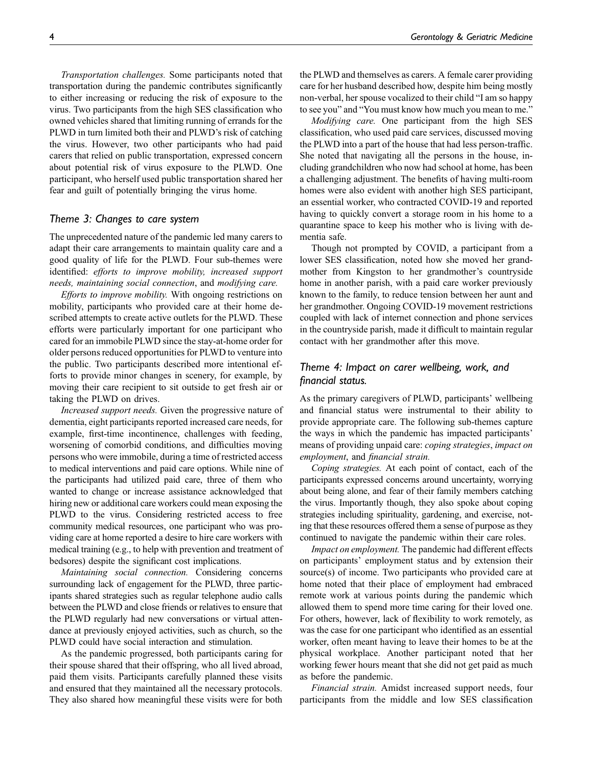*Transportation challenges.* Some participants noted that transportation during the pandemic contributes significantly to either increasing or reducing the risk of exposure to the virus. Two participants from the high SES classification who owned vehicles shared that limiting running of errands for the PLWD in turn limited both their and PLWD's risk of catching the virus. However, two other participants who had paid carers that relied on public transportation, expressed concern about potential risk of virus exposure to the PLWD. One participant, who herself used public transportation shared her fear and guilt of potentially bringing the virus home.

## Theme 3: Changes to care system

The unprecedented nature of the pandemic led many carers to adapt their care arrangements to maintain quality care and a good quality of life for the PLWD. Four sub-themes were identified: *efforts to improve mobility, increased support needs, maintaining social connection*, and *modifying care.*

*Efforts to improve mobility.* With ongoing restrictions on mobility, participants who provided care at their home described attempts to create active outlets for the PLWD. These efforts were particularly important for one participant who cared for an immobile PLWD since the stay-at-home order for older persons reduced opportunities for PLWD to venture into the public. Two participants described more intentional efforts to provide minor changes in scenery, for example, by moving their care recipient to sit outside to get fresh air or taking the PLWD on drives.

*Increased support needs.* Given the progressive nature of dementia, eight participants reported increased care needs, for example, first-time incontinence, challenges with feeding, worsening of comorbid conditions, and difficulties moving persons who were immobile, during a time of restricted access to medical interventions and paid care options. While nine of the participants had utilized paid care, three of them who wanted to change or increase assistance acknowledged that hiring new or additional care workers could mean exposing the PLWD to the virus. Considering restricted access to free community medical resources, one participant who was providing care at home reported a desire to hire care workers with medical training (e.g., to help with prevention and treatment of bedsores) despite the significant cost implications.

*Maintaining social connection.* Considering concerns surrounding lack of engagement for the PLWD, three participants shared strategies such as regular telephone audio calls between the PLWD and close friends or relatives to ensure that the PLWD regularly had new conversations or virtual attendance at previously enjoyed activities, such as church, so the PLWD could have social interaction and stimulation.

As the pandemic progressed, both participants caring for their spouse shared that their offspring, who all lived abroad, paid them visits. Participants carefully planned these visits and ensured that they maintained all the necessary protocols. They also shared how meaningful these visits were for both the PLWD and themselves as carers. A female carer providing care for her husband described how, despite him being mostly non-verbal, her spouse vocalized to their child "I am so happy to see you" and "You must know how much you mean to me."

*Modifying care.* One participant from the high SES classification, who used paid care services, discussed moving the PLWD into a part of the house that had less person-traffic. She noted that navigating all the persons in the house, including grandchildren who now had school at home, has been a challenging adjustment. The benefits of having multi-room homes were also evident with another high SES participant, an essential worker, who contracted COVID-19 and reported having to quickly convert a storage room in his home to a quarantine space to keep his mother who is living with dementia safe.

Though not prompted by COVID, a participant from a lower SES classification, noted how she moved her grandmother from Kingston to her grandmother's countryside home in another parish, with a paid care worker previously known to the family, to reduce tension between her aunt and her grandmother. Ongoing COVID-19 movement restrictions coupled with lack of internet connection and phone services in the countryside parish, made it difficult to maintain regular contact with her grandmother after this move.

## Theme 4: Impact on carer wellbeing, work, and financial status.

As the primary caregivers of PLWD, participants' wellbeing and financial status were instrumental to their ability to provide appropriate care. The following sub-themes capture the ways in which the pandemic has impacted participants' means of providing unpaid care: *coping strategies*, *impact on employment*, and *financial strain.*

*Coping strategies.* At each point of contact, each of the participants expressed concerns around uncertainty, worrying about being alone, and fear of their family members catching the virus. Importantly though, they also spoke about coping strategies including spirituality, gardening, and exercise, noting that these resources offered them a sense of purpose as they continued to navigate the pandemic within their care roles.

*Impact on employment.* The pandemic had different effects on participants' employment status and by extension their source(s) of income. Two participants who provided care at home noted that their place of employment had embraced remote work at various points during the pandemic which allowed them to spend more time caring for their loved one. For others, however, lack of flexibility to work remotely, as was the case for one participant who identified as an essential worker, often meant having to leave their homes to be at the physical workplace. Another participant noted that her working fewer hours meant that she did not get paid as much as before the pandemic.

*Financial strain.* Amidst increased support needs, four participants from the middle and low SES classification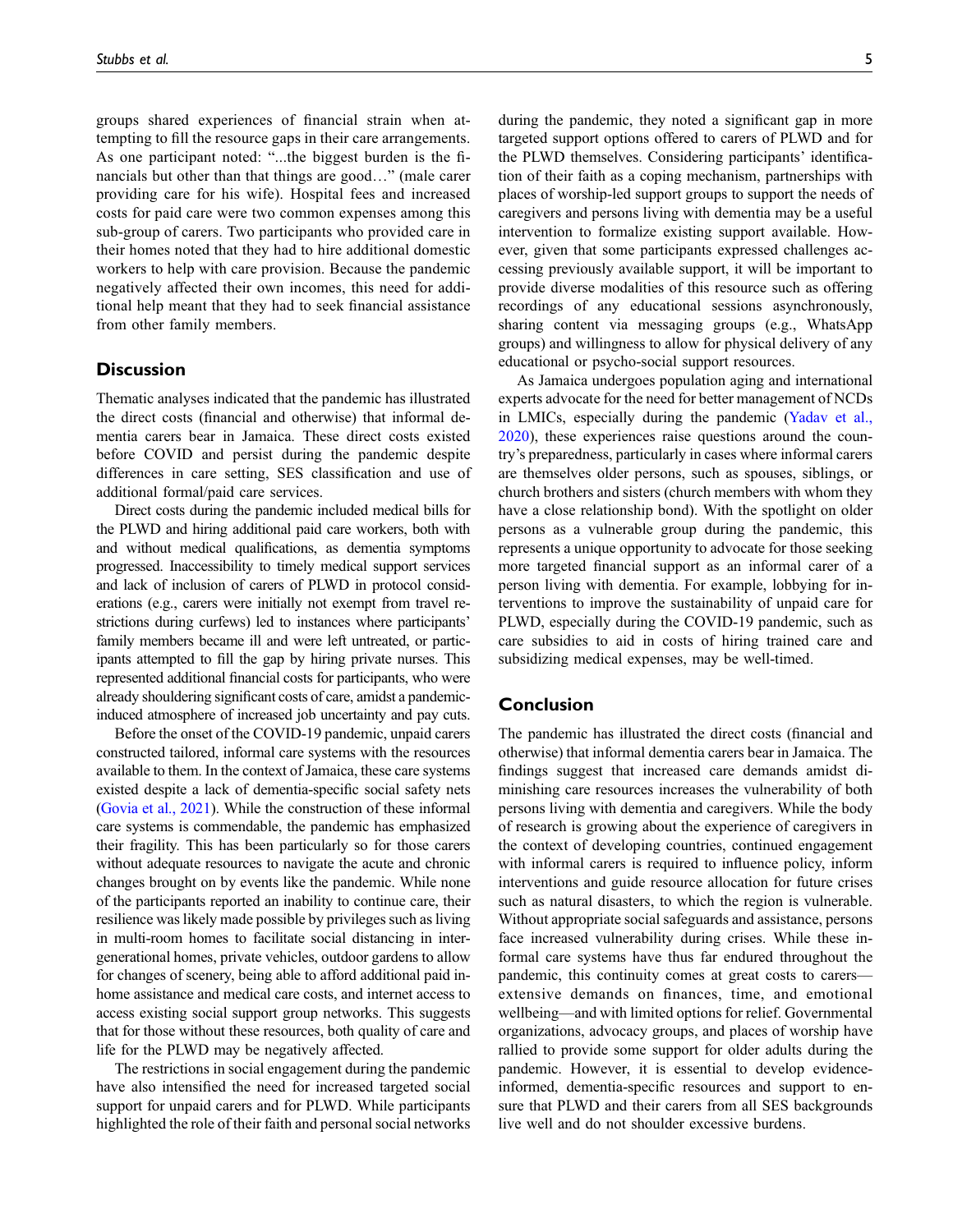groups shared experiences of financial strain when attempting to fill the resource gaps in their care arrangements. As one participant noted: "...the biggest burden is the financials but other than that things are good…" (male carer providing care for his wife). Hospital fees and increased costs for paid care were two common expenses among this sub-group of carers. Two participants who provided care in their homes noted that they had to hire additional domestic workers to help with care provision. Because the pandemic negatively affected their own incomes, this need for additional help meant that they had to seek financial assistance from other family members.

## Discussion

Thematic analyses indicated that the pandemic has illustrated the direct costs (financial and otherwise) that informal dementia carers bear in Jamaica. These direct costs existed before COVID and persist during the pandemic despite differences in care setting, SES classification and use of additional formal/paid care services.

Direct costs during the pandemic included medical bills for the PLWD and hiring additional paid care workers, both with and without medical qualifications, as dementia symptoms progressed. Inaccessibility to timely medical support services and lack of inclusion of carers of PLWD in protocol considerations (e.g., carers were initially not exempt from travel restrictions during curfews) led to instances where participants' family members became ill and were left untreated, or participants attempted to fill the gap by hiring private nurses. This represented additional financial costs for participants, who were already shouldering significant costs of care, amidst a pandemic-induced atmosphere of increased job uncertainty and pay cuts.

Before the onset of the COVID-19 pandemic, unpaid carers constructed tailored, informal care systems with the resources available to them. In the context of Jamaica, these care systems existed despite a lack of dementia-specific social safety nets (Govia et al., 2021). While the construction of these informal care systems is commendable, the pandemic has emphasized their fragility. This has been particularly so for those carers without adequate resources to navigate the acute and chronic changes brought on by events like the pandemic. While none of the participants reported an inability to continue care, their resilience was likely made possible by privileges such as living in multi-room homes to facilitate social distancing in intergenerational homes, private vehicles, outdoor gardens to allow for changes of scenery, being able to afford additional paid in-home assistance and medical care costs, and internet access to access existing social support group networks. This suggests that for those without these resources, both quality of care and life for the PLWD may be negatively affected.

The restrictions in social engagement during the pandemic have also intensified the need for increased targeted social support for unpaid carers and for PLWD. While participants highlighted the role of their faith and personal social networks during the pandemic, they noted a significant gap in more targeted support options offered to carers of PLWD and for the PLWD themselves. Considering participants' identification of their faith as a coping mechanism, partnerships with places of worship-led support groups to support the needs of caregivers and persons living with dementia may be a useful intervention to formalize existing support available. However, given that some participants expressed challenges accessing previously available support, it will be important to provide diverse modalities of this resource such as offering recordings of any educational sessions asynchronously, sharing content via messaging groups (e.g., WhatsApp groups) and willingness to allow for physical delivery of any educational or psycho-social support resources.

As Jamaica undergoes population aging and international experts advocate for the need for better management of NCDs in LMICs, especially during the pandemic (Yadav et al., 2020), these experiences raise questions around the country's preparedness, particularly in cases where informal carers are themselves older persons, such as spouses, siblings, or church brothers and sisters (church members with whom they have a close relationship bond). With the spotlight on older persons as a vulnerable group during the pandemic, this represents a unique opportunity to advocate for those seeking more targeted financial support as an informal carer of a person living with dementia. For example, lobbying for interventions to improve the sustainability of unpaid care for PLWD, especially during the COVID-19 pandemic, such as care subsidies to aid in costs of hiring trained care and subsidizing medical expenses, may be well-timed.

## Conclusion

The pandemic has illustrated the direct costs (financial and otherwise) that informal dementia carers bear in Jamaica. The findings suggest that increased care demands amidst diminishing care resources increases the vulnerability of both persons living with dementia and caregivers. While the body of research is growing about the experience of caregivers in the context of developing countries, continued engagement with informal carers is required to influence policy, inform interventions and guide resource allocation for future crises such as natural disasters, to which the region is vulnerable. Without appropriate social safeguards and assistance, persons face increased vulnerability during crises. While these informal care systems have thus far endured throughout the pandemic, this continuity comes at great costs to carers—extensive demands on finances, time, and emotional wellbeing—and with limited options for relief. Governmental organizations, advocacy groups, and places of worship have rallied to provide some support for older adults during the pandemic. However, it is essential to develop evidence-informed, dementia-specific resources and support to ensure that PLWD and their carers from all SES backgrounds live well and do not shoulder excessive burdens.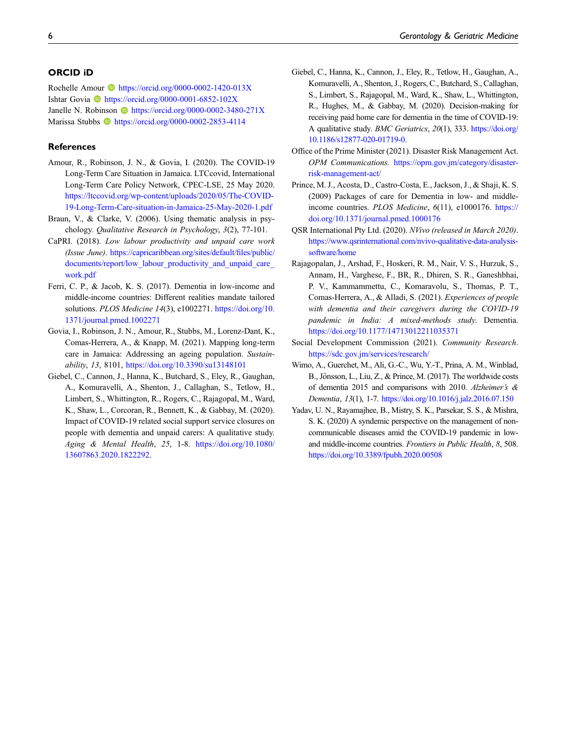## ORCID iD

Rochelle Amour https://orcid.org/0000-0002-1420-013X
Ishtar Govia https://orcid.org/0000-0001-6852-102X
Janelle N. Robinson https://orcid.org/0000-0002-3480-271X
Marissa Stubbs https://orcid.org/0000-0002-2853-4114

## References

Amour, R., Robinson, J. N., & Govia, I. (2020). The COVID-19 Long-Term Care Situation in Jamaica. LTCcovid, International Long-Term Care Policy Network, CPEC-LSE, 25 May 2020. https://ltccovid.org/wp-content/uploads/2020/05/The-COVID-19-Long-Term-Care-situation-in-Jamaica-25-May-2020-1.pdf

Braun, V., & Clarke, V. (2006). Using thematic analysis in psychology. *Qualitative Research in Psychology*, *3*(2), 77-101.

CaPRI. (2018). *Low labour productivity and unpaid care work (Issue June)*. https://capricaribbean.org/sites/default/files/public/documents/report/low_labour_productivity_and_unpaid_care_work.pdf

Ferri, C. P., & Jacob, K. S. (2017). Dementia in low-income and middle-income countries: Different realities mandate tailored solutions. *PLOS Medicine 14*(3), e1002271. https://doi.org/10.1371/journal.pmed.1002271

Govia, I., Robinson, J. N., Amour, R., Stubbs, M., Lorenz-Dant, K., Comas-Herrera, A., & Knapp, M. (2021). Mapping long-term care in Jamaica: Addressing an ageing population. *Sustainability*, *13*, 8101, https://doi.org/10.3390/su13148101

Giebel, C., Cannon, J., Hanna, K., Butchard, S., Eley, R., Gaughan, A., Komuravelli, A., Shenton, J., Callaghan, S., Tetlow, H., Limbert, S., Whittington, R., Rogers, C., Rajagopal, M., Ward, K., Shaw, L., Corcoran, R., Bennett, K., & Gabbay, M. (2020). Impact of COVID-19 related social support service closures on people with dementia and unpaid carers: A qualitative study. *Aging & Mental Health*, *25*, 1-8. https://doi.org/10.1080/13607863.2020.1822292.

Giebel, C., Hanna, K., Cannon, J., Eley, R., Tetlow, H., Gaughan, A., Komuravelli, A., Shenton, J., Rogers, C., Butchard, S., Callaghan, S., Limbert, S., Rajagopal, M., Ward, K., Shaw, L., Whittington, R., Hughes, M., & Gabbay, M. (2020). Decision-making for receiving paid home care for dementia in the time of COVID-19: A qualitative study. *BMC Geriatrics*, *20*(1), 333. https://doi.org/10.1186/s12877-020-01719-0.

Office of the Prime Minister (2021). Disaster Risk Management Act. *OPM Communications.* https://opm.gov.jm/category/disaster-risk-management-act/

Prince, M. J., Acosta, D., Castro-Costa, E., Jackson, J., & Shaji, K. S. (2009) Packages of care for Dementia in low- and middle-income countries. *PLOS Medicine*, *6*(11), e1000176. https://doi.org/10.1371/journal.pmed.1000176

QSR International Pty Ltd. (2020). *NVivo (released in March 2020)*. https://www.qsrinternational.com/nvivo-qualitative-data-analysis-software/home

Rajagopalan, J., Arshad, F., Hoskeri, R. M., Nair, V. S., Hurzuk, S., Annam, H., Varghese, F., BR, R., Dhiren, S. R., Ganeshbhai, P. V., Kammammettu, C., Komaravolu, S., Thomas, P. T., Comas-Herrera, A., & Alladi, S. (2021). *Experiences of people with dementia and their caregivers during the COVID-19 pandemic in India: A mixed-methods study.* Dementia. https://doi.org/10.1177/14713012211035371

Social Development Commission (2021). *Community Research*. https://sdc.gov.jm/services/research/

Wimo, A., Guerchet, M., Ali, G.-C., Wu, Y.-T., Prina, A. M., Winblad, B., Jönsson, L., Liu, Z., & Prince, M. (2017). The worldwide costs of dementia 2015 and comparisons with 2010. *Alzheimer's & Dementia*, *13*(1), 1-7. https://doi.org/10.1016/j.jalz.2016.07.150

Yadav, U. N., Rayamajhee, B., Mistry, S. K., Parsekar, S. S., & Mishra, S. K. (2020) A syndemic perspective on the management of non-communicable diseases amid the COVID-19 pandemic in low- and middle-income countries. *Frontiers in Public Health*, *8*, 508. https://doi.org/10.3389/fpubh.2020.00508